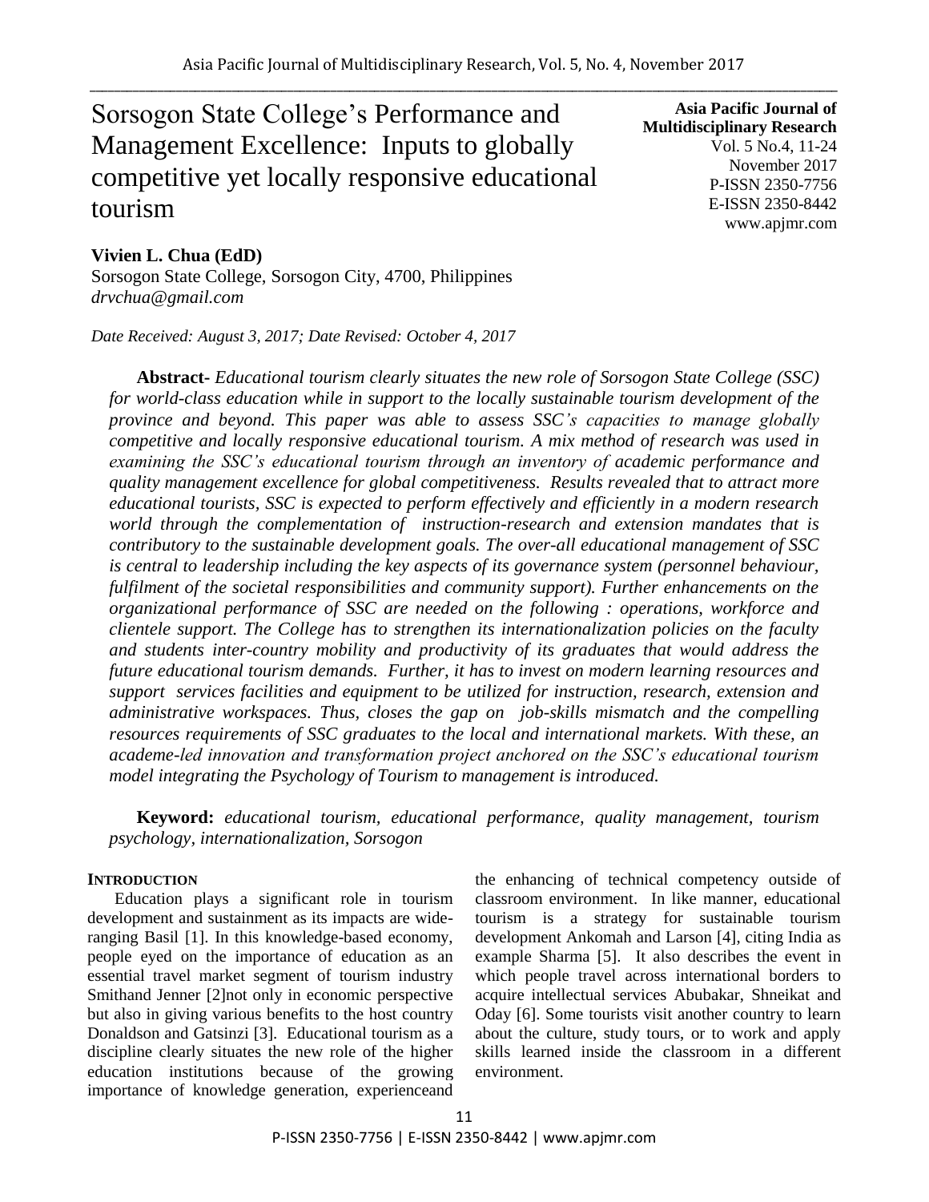# Sorsogon State College's Performance and Management Excellence: Inputs to globally competitive yet locally responsive educational tourism

**Asia Pacific Journal of Multidisciplinary Research**
Vol. 5 No.4, 11-24
November 2017
P-ISSN 2350-7756
E-ISSN 2350-8442
www.apjmr.com

**Vivien L. Chua (EdD)**
Sorsogon State College, Sorsogon City, 4700, Philippines
*drvchua@gmail.com*

*Date Received: August 3, 2017; Date Revised: October 4, 2017*

**Abstract-** *Educational tourism clearly situates the new role of Sorsogon State College (SSC) for world-class education while in support to the locally sustainable tourism development of the province and beyond. This paper was able to assess SSC's capacities to manage globally competitive and locally responsive educational tourism. A mix method of research was used in examining the SSC's educational tourism through an inventory of academic performance and quality management excellence for global competitiveness. Results revealed that to attract more educational tourists, SSC is expected to perform effectively and efficiently in a modern research world through the complementation of instruction-research and extension mandates that is contributory to the sustainable development goals. The over-all educational management of SSC is central to leadership including the key aspects of its governance system (personnel behaviour, fulfilment of the societal responsibilities and community support). Further enhancements on the organizational performance of SSC are needed on the following : operations, workforce and clientele support. The College has to strengthen its internationalization policies on the faculty and students inter-country mobility and productivity of its graduates that would address the future educational tourism demands. Further, it has to invest on modern learning resources and support services facilities and equipment to be utilized for instruction, research, extension and administrative workspaces. Thus, closes the gap on job-skills mismatch and the compelling resources requirements of SSC graduates to the local and international markets. With these, an academe-led innovation and transformation project anchored on the SSC's educational tourism model integrating the Psychology of Tourism to management is introduced.*

**Keyword:** *educational tourism, educational performance, quality management, tourism psychology, internationalization, Sorsogon*

## INTRODUCTION

Education plays a significant role in tourism development and sustainment as its impacts are wide-ranging Basil [1]. In this knowledge-based economy, people eyed on the importance of education as an essential travel market segment of tourism industry Smithand Jenner [2]not only in economic perspective but also in giving various benefits to the host country Donaldson and Gatsinzi [3]. Educational tourism as a discipline clearly situates the new role of the higher education institutions because of the growing importance of knowledge generation, experienceand the enhancing of technical competency outside of classroom environment. In like manner, educational tourism is a strategy for sustainable tourism development Ankomah and Larson [4], citing India as example Sharma [5]. It also describes the event in which people travel across international borders to acquire intellectual services Abubakar, Shneikat and Oday [6]. Some tourists visit another country to learn about the culture, study tours, or to work and apply skills learned inside the classroom in a different environment.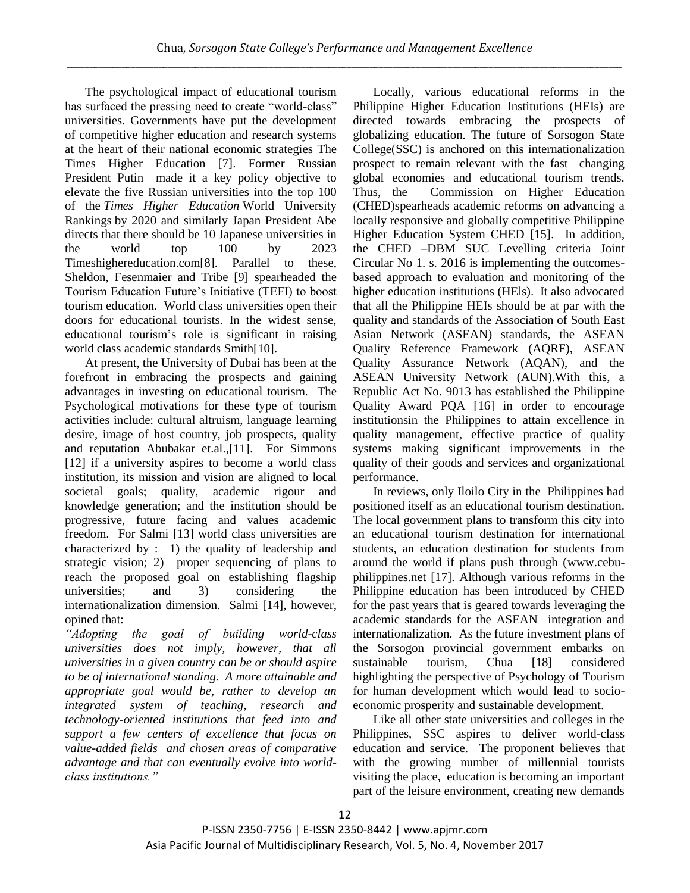The psychological impact of educational tourism has surfaced the pressing need to create "world-class" universities. Governments have put the development of competitive higher education and research systems at the heart of their national economic strategies The Times Higher Education [7]. Former Russian President Putin made it a key policy objective to elevate the five Russian universities into the top 100 of the *Times Higher Education* World University Rankings by 2020 and similarly Japan President Abe directs that there should be 10 Japanese universities in the world top 100 by 2023 Timeshighereducation.com[8]. Parallel to these, Sheldon, Fesenmaier and Tribe [9] spearheaded the Tourism Education Future's Initiative (TEFI) to boost tourism education. World class universities open their doors for educational tourists. In the widest sense, educational tourism's role is significant in raising world class academic standards Smith[10].

At present, the University of Dubai has been at the forefront in embracing the prospects and gaining advantages in investing on educational tourism. The Psychological motivations for these type of tourism activities include: cultural altruism, language learning desire, image of host country, job prospects, quality and reputation Abubakar et.al.,[11]. For Simmons [12] if a university aspires to become a world class institution, its mission and vision are aligned to local societal goals; quality, academic rigour and knowledge generation; and the institution should be progressive, future facing and values academic freedom. For Salmi [13] world class universities are characterized by : 1) the quality of leadership and strategic vision; 2) proper sequencing of plans to reach the proposed goal on establishing flagship universities; and 3) considering the internationalization dimension. Salmi [14], however, opined that:

*"Adopting the goal of building world-class universities does not imply, however, that all universities in a given country can be or should aspire to be of international standing. A more attainable and appropriate goal would be, rather to develop an integrated system of teaching, research and technology-oriented institutions that feed into and support a few centers of excellence that focus on value-added fields and chosen areas of comparative advantage and that can eventually evolve into world-class institutions."*

Locally, various educational reforms in the Philippine Higher Education Institutions (HEIs) are directed towards embracing the prospects of globalizing education. The future of Sorsogon State College(SSC) is anchored on this internationalization prospect to remain relevant with the fast changing global economies and educational tourism trends. Thus, the Commission on Higher Education (CHED)spearheads academic reforms on advancing a locally responsive and globally competitive Philippine Higher Education System CHED [15]. In addition, the CHED –DBM SUC Levelling criteria Joint Circular No 1. s. 2016 is implementing the outcomes-based approach to evaluation and monitoring of the higher education institutions (HEls). It also advocated that all the Philippine HEIs should be at par with the quality and standards of the Association of South East Asian Network (ASEAN) standards, the ASEAN Quality Reference Framework (AQRF), ASEAN Quality Assurance Network (AQAN), and the ASEAN University Network (AUN).With this, a Republic Act No. 9013 has established the Philippine Quality Award PQA [16] in order to encourage institutionsin the Philippines to attain excellence in quality management, effective practice of quality systems making significant improvements in the quality of their goods and services and organizational performance.

In reviews, only Iloilo City in the Philippines had positioned itself as an educational tourism destination. The local government plans to transform this city into an educational tourism destination for international students, an education destination for students from around the world if plans push through (www.cebu-philippines.net [17]. Although various reforms in the Philippine education has been introduced by CHED for the past years that is geared towards leveraging the academic standards for the ASEAN integration and internationalization. As the future investment plans of the Sorsogon provincial government embarks on sustainable tourism, Chua [18] considered highlighting the perspective of Psychology of Tourism for human development which would lead to socio-economic prosperity and sustainable development.

Like all other state universities and colleges in the Philippines, SSC aspires to deliver world-class education and service. The proponent believes that with the growing number of millennial tourists visiting the place, education is becoming an important part of the leisure environment, creating new demands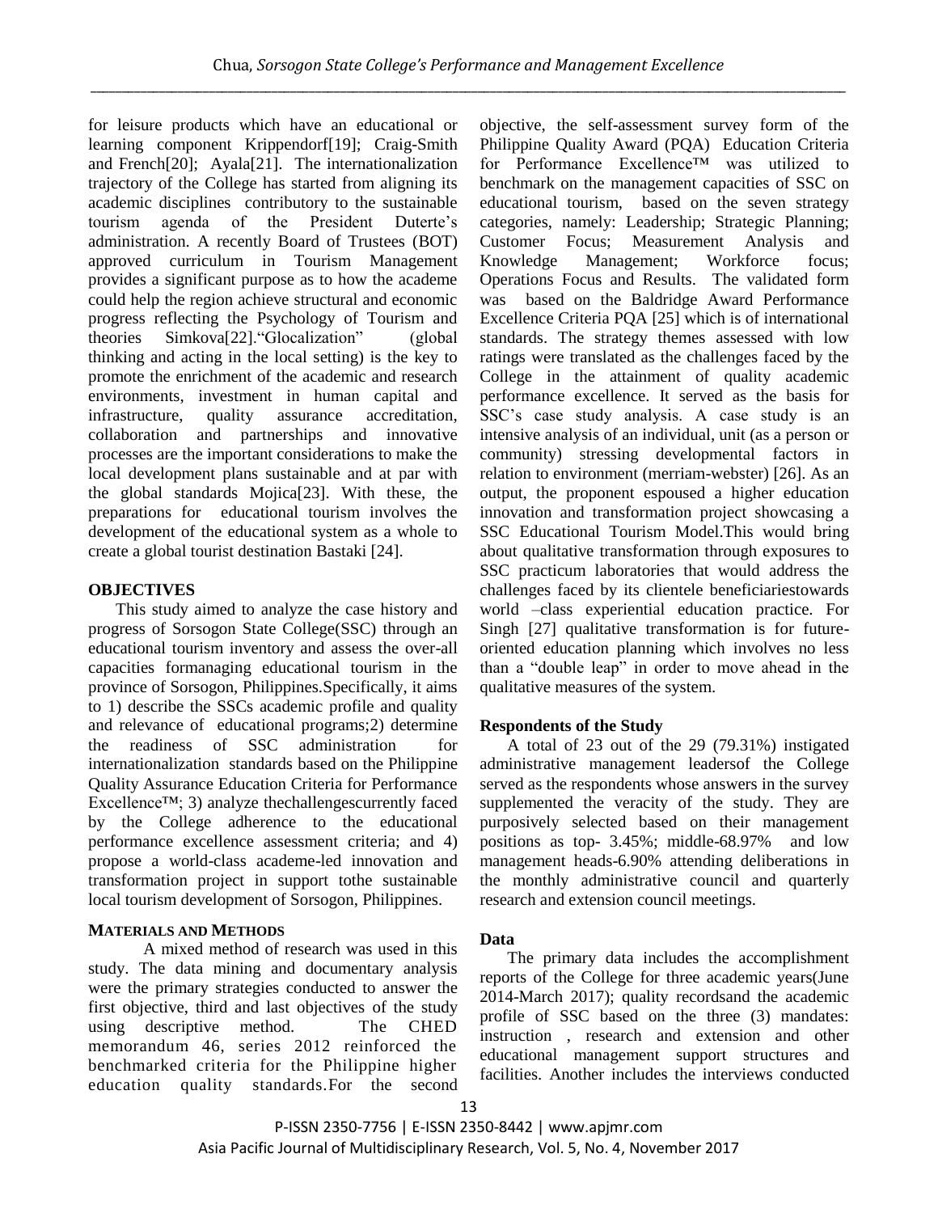for leisure products which have an educational or learning component Krippendorf[19]; Craig-Smith and French[20]; Ayala[21]. The internationalization trajectory of the College has started from aligning its academic disciplines contributory to the sustainable tourism agenda of the President Duterte's administration. A recently Board of Trustees (BOT) approved curriculum in Tourism Management provides a significant purpose as to how the academe could help the region achieve structural and economic progress reflecting the Psychology of Tourism and theories Simkova[22]."Glocalization" (global thinking and acting in the local setting) is the key to promote the enrichment of the academic and research environments, investment in human capital and infrastructure, quality assurance accreditation, collaboration and partnerships and innovative processes are the important considerations to make the local development plans sustainable and at par with the global standards Mojica[23]. With these, the preparations for educational tourism involves the development of the educational system as a whole to create a global tourist destination Bastaki [24].

## OBJECTIVES

This study aimed to analyze the case history and progress of Sorsogon State College(SSC) through an educational tourism inventory and assess the over-all capacities formanaging educational tourism in the province of Sorsogon, Philippines.Specifically, it aims to 1) describe the SSCs academic profile and quality and relevance of educational programs;2) determine the readiness of SSC administration for internationalization standards based on the Philippine Quality Assurance Education Criteria for Performance Excellence™; 3) analyze thechallengescurrently faced by the College adherence to the educational performance excellence assessment criteria; and 4) propose a world-class academe-led innovation and transformation project in support tothe sustainable local tourism development of Sorsogon, Philippines.

## MATERIALS AND METHODS

A mixed method of research was used in this study. The data mining and documentary analysis were the primary strategies conducted to answer the first objective, third and last objectives of the study using descriptive method. The CHED memorandum 46, series 2012 reinforced the benchmarked criteria for the Philippine higher education quality standards.For the second objective, the self-assessment survey form of the Philippine Quality Award (PQA) Education Criteria for Performance Excellence™ was utilized to benchmark on the management capacities of SSC on educational tourism, based on the seven strategy categories, namely: Leadership; Strategic Planning; Customer Focus; Measurement Analysis and Knowledge Management; Workforce focus; Operations Focus and Results. The validated form was based on the Baldridge Award Performance Excellence Criteria PQA [25] which is of international standards. The strategy themes assessed with low ratings were translated as the challenges faced by the College in the attainment of quality academic performance excellence. It served as the basis for SSC's case study analysis. A case study is an intensive analysis of an individual, unit (as a person or community) stressing developmental factors in relation to environment (merriam-webster) [26]. As an output, the proponent espoused a higher education innovation and transformation project showcasing a SSC Educational Tourism Model.This would bring about qualitative transformation through exposures to SSC practicum laboratories that would address the challenges faced by its clientele beneficiariestowards world –class experiential education practice. For Singh [27] qualitative transformation is for future-oriented education planning which involves no less than a "double leap" in order to move ahead in the qualitative measures of the system.

### Respondents of the Study

A total of 23 out of the 29 (79.31%) instigated administrative management leadersof the College served as the respondents whose answers in the survey supplemented the veracity of the study. They are purposively selected based on their management positions as top- 3.45%; middle-68.97% and low management heads-6.90% attending deliberations in the monthly administrative council and quarterly research and extension council meetings.

### Data

The primary data includes the accomplishment reports of the College for three academic years(June 2014-March 2017); quality recordsand the academic profile of SSC based on the three (3) mandates: instruction , research and extension and other educational management support structures and facilities. Another includes the interviews conducted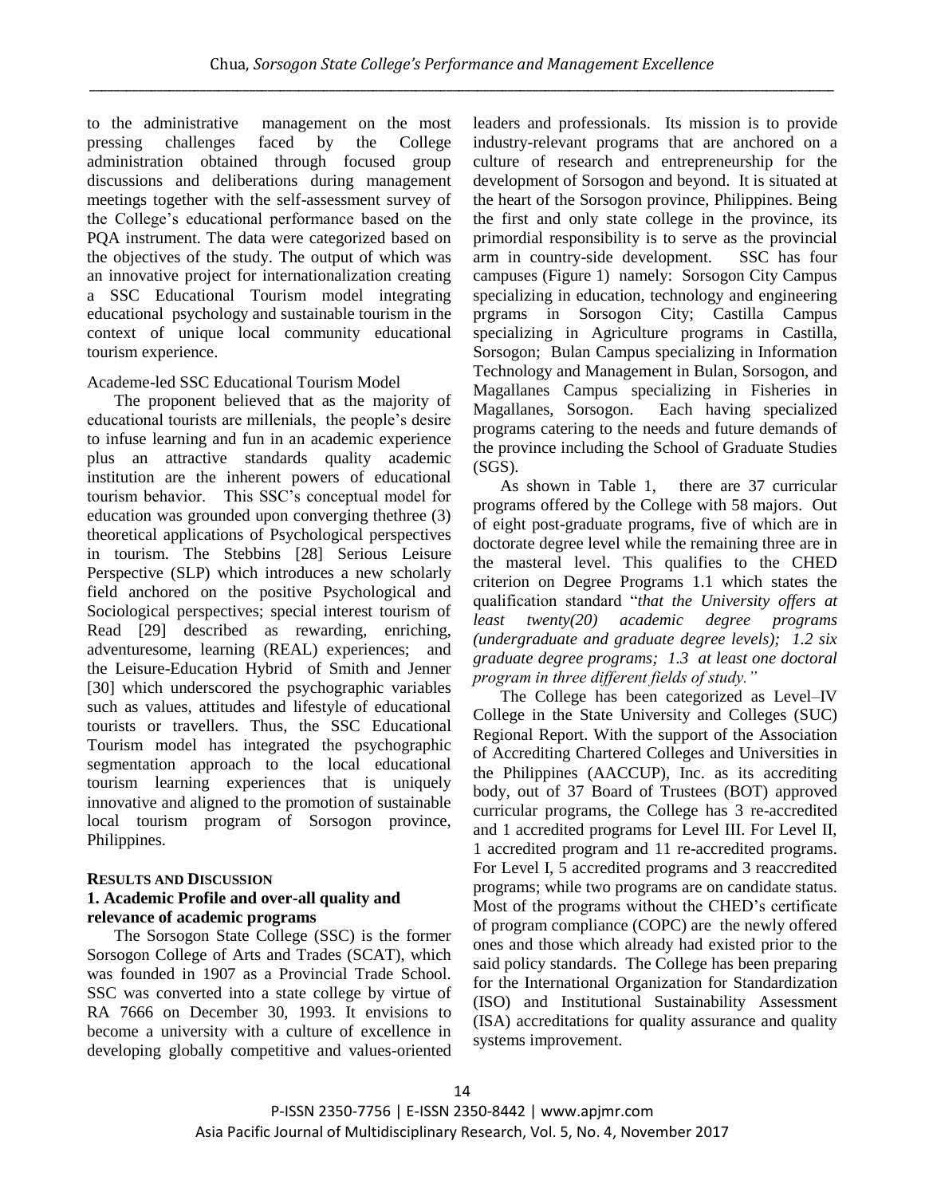to the administrative management on the most pressing challenges faced by the College administration obtained through focused group discussions and deliberations during management meetings together with the self-assessment survey of the College's educational performance based on the PQA instrument. The data were categorized based on the objectives of the study. The output of which was an innovative project for internationalization creating a SSC Educational Tourism model integrating educational psychology and sustainable tourism in the context of unique local community educational tourism experience.

Academe-led SSC Educational Tourism Model

The proponent believed that as the majority of educational tourists are millenials, the people's desire to infuse learning and fun in an academic experience plus an attractive standards quality academic institution are the inherent powers of educational tourism behavior. This SSC's conceptual model for education was grounded upon converging thethree (3) theoretical applications of Psychological perspectives in tourism. The Stebbins [28] Serious Leisure Perspective (SLP) which introduces a new scholarly field anchored on the positive Psychological and Sociological perspectives; special interest tourism of Read [29] described as rewarding, enriching, adventuresome, learning (REAL) experiences; and the Leisure-Education Hybrid of Smith and Jenner [30] which underscored the psychographic variables such as values, attitudes and lifestyle of educational tourists or travellers. Thus, the SSC Educational Tourism model has integrated the psychographic segmentation approach to the local educational tourism learning experiences that is uniquely innovative and aligned to the promotion of sustainable local tourism program of Sorsogon province, Philippines.

## RESULTS AND DISCUSSION

### 1. Academic Profile and over-all quality and relevance of academic programs

The Sorsogon State College (SSC) is the former Sorsogon College of Arts and Trades (SCAT), which was founded in 1907 as a Provincial Trade School. SSC was converted into a state college by virtue of RA 7666 on December 30, 1993. It envisions to become a university with a culture of excellence in developing globally competitive and values-oriented leaders and professionals. Its mission is to provide industry-relevant programs that are anchored on a culture of research and entrepreneurship for the development of Sorsogon and beyond. It is situated at the heart of the Sorsogon province, Philippines. Being the first and only state college in the province, its primordial responsibility is to serve as the provincial arm in country-side development. SSC has four campuses (Figure 1) namely: Sorsogon City Campus specializing in education, technology and engineering prgrams in Sorsogon City; Castilla Campus specializing in Agriculture programs in Castilla, Sorsogon; Bulan Campus specializing in Information Technology and Management in Bulan, Sorsogon, and Magallanes Campus specializing in Fisheries in Magallanes, Sorsogon. Each having specialized programs catering to the needs and future demands of the province including the School of Graduate Studies (SGS).

As shown in Table 1, there are 37 curricular programs offered by the College with 58 majors. Out of eight post-graduate programs, five of which are in doctorate degree level while the remaining three are in the masteral level. This qualifies to the CHED criterion on Degree Programs 1.1 which states the qualification standard "*that the University offers at least twenty(20) academic degree programs (undergraduate and graduate degree levels); 1.2 six graduate degree programs; 1.3 at least one doctoral program in three different fields of study.*"

The College has been categorized as Level–IV College in the State University and Colleges (SUC) Regional Report. With the support of the Association of Accrediting Chartered Colleges and Universities in the Philippines (AACCUP), Inc. as its accrediting body, out of 37 Board of Trustees (BOT) approved curricular programs, the College has 3 re-accredited and 1 accredited programs for Level III. For Level II, 1 accredited program and 11 re-accredited programs. For Level I, 5 accredited programs and 3 reaccredited programs; while two programs are on candidate status. Most of the programs without the CHED's certificate of program compliance (COPC) are the newly offered ones and those which already had existed prior to the said policy standards. The College has been preparing for the International Organization for Standardization (ISO) and Institutional Sustainability Assessment (ISA) accreditations for quality assurance and quality systems improvement.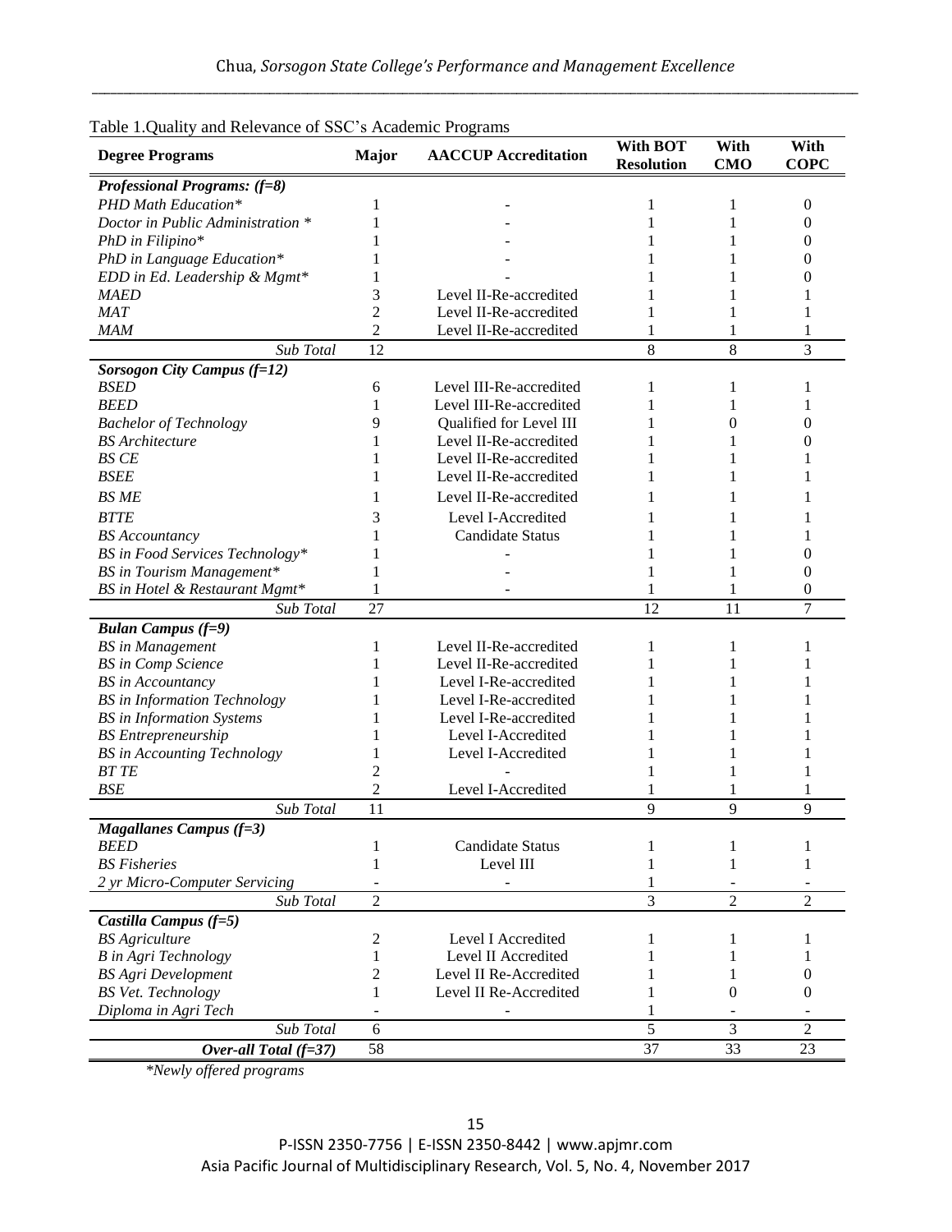Table 1.Quality and Relevance of SSC's Academic Programs

| Degree Programs | Major | AACCUP Accreditation | With BOT Resolution | With CMO | With COPC |
|---|---|---|---|---|---|
| ***Professional Programs: (f=8)*** | | | | | |
| *PHD Math Education** | 1 | - | 1 | 1 | 0 |
| *Doctor in Public Administration ** | 1 | - | 1 | 1 | 0 |
| *PhD in Filipino** | 1 | - | 1 | 1 | 0 |
| *PhD in Language Education** | 1 | - | 1 | 1 | 0 |
| *EDD in Ed. Leadership & Mgmt** | 1 | - | 1 | 1 | 0 |
| *MAED* | 3 | Level II-Re-accredited | 1 | 1 | 1 |
| *MAT* | 2 | Level II-Re-accredited | 1 | 1 | 1 |
| *MAM* | 2 | Level II-Re-accredited | 1 | 1 | 1 |
| *Sub Total* | 12 | | 8 | 8 | 3 |
| ***Sorsogon City Campus (f=12)*** | | | | | |
| *BSED* | 6 | Level III-Re-accredited | 1 | 1 | 1 |
| *BEED* | 1 | Level III-Re-accredited | 1 | 1 | 1 |
| *Bachelor of Technology* | 9 | Qualified for Level III | 1 | 0 | 0 |
| *BS Architecture* | 1 | Level II-Re-accredited | 1 | 1 | 0 |
| *BS CE* | 1 | Level II-Re-accredited | 1 | 1 | 1 |
| *BSEE* | 1 | Level II-Re-accredited | 1 | 1 | 1 |
| *BS ME* | 1 | Level II-Re-accredited | 1 | 1 | 1 |
| *BTTE* | 3 | Level I-Accredited | 1 | 1 | 1 |
| *BS Accountancy* | 1 | Candidate Status | 1 | 1 | 1 |
| *BS in Food Services Technology** | 1 | - | 1 | 1 | 0 |
| *BS in Tourism Management** | 1 | - | 1 | 1 | 0 |
| *BS in Hotel & Restaurant Mgmt** | 1 | - | 1 | 1 | 0 |
| *Sub Total* | 27 | | 12 | 11 | 7 |
| ***Bulan Campus (f=9)*** | | | | | |
| *BS in Management* | 1 | Level II-Re-accredited | 1 | 1 | 1 |
| *BS in Comp Science* | 1 | Level II-Re-accredited | 1 | 1 | 1 |
| *BS in Accountancy* | 1 | Level I-Re-accredited | 1 | 1 | 1 |
| *BS in Information Technology* | 1 | Level I-Re-accredited | 1 | 1 | 1 |
| *BS in Information Systems* | 1 | Level I-Re-accredited | 1 | 1 | 1 |
| *BS Entrepreneurship* | 1 | Level I-Accredited | 1 | 1 | 1 |
| *BS in Accounting Technology* | 1 | Level I-Accredited | 1 | 1 | 1 |
| *BT TE* | 2 | - | 1 | 1 | 1 |
| *BSE* | 2 | Level I-Accredited | 1 | 1 | 1 |
| *Sub Total* | 11 | | 9 | 9 | 9 |
| ***Magallanes Campus (f=3)*** | | | | | |
| *BEED* | 1 | Candidate Status | 1 | 1 | 1 |
| *BS Fisheries* | 1 | Level III | 1 | 1 | 1 |
| *2 yr Micro-Computer Servicing* | - | - | 1 | - | - |
| *Sub Total* | 2 | | 3 | 2 | 2 |
| ***Castilla Campus (f=5)*** | | | | | |
| *BS Agriculture* | 2 | Level I Accredited | 1 | 1 | 1 |
| *B in Agri Technology* | 1 | Level II Accredited | 1 | 1 | 1 |
| *BS Agri Development* | 2 | Level II Re-Accredited | 1 | 1 | 0 |
| *BS Vet. Technology* | 1 | Level II Re-Accredited | 1 | 0 | 0 |
| *Diploma in Agri Tech* | - | - | 1 | - | - |
| *Sub Total* | 6 | | 5 | 3 | 2 |
| ***Over-all Total (f=37)*** | 58 | | 37 | 33 | 23 |

**Newly offered programs*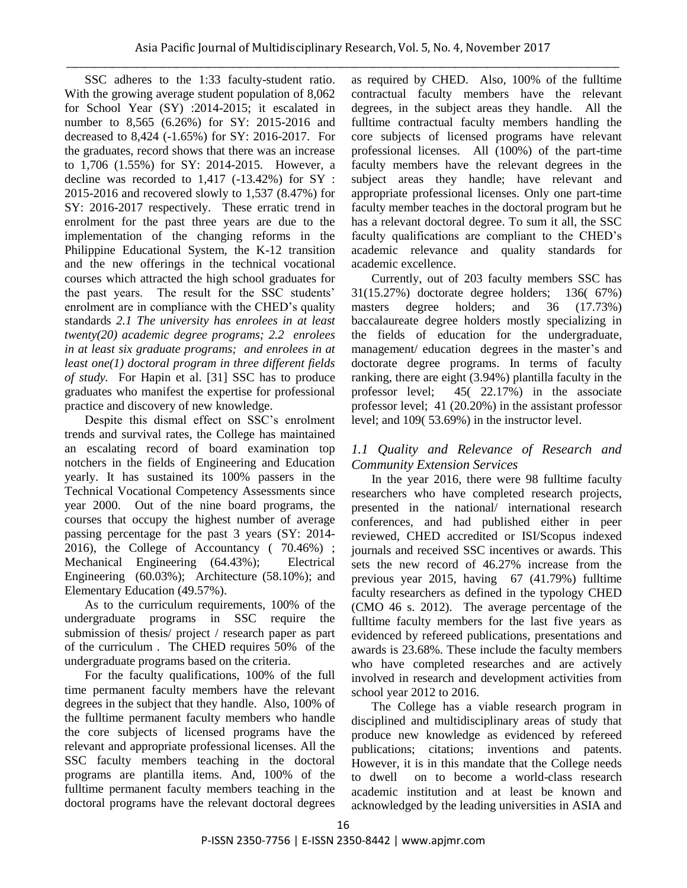SSC adheres to the 1:33 faculty-student ratio. With the growing average student population of 8,062 for School Year (SY) :2014-2015; it escalated in number to 8,565 (6.26%) for SY: 2015-2016 and decreased to 8,424 (-1.65%) for SY: 2016-2017. For the graduates, record shows that there was an increase to 1,706 (1.55%) for SY: 2014-2015. However, a decline was recorded to 1,417 (-13.42%) for SY : 2015-2016 and recovered slowly to 1,537 (8.47%) for SY: 2016-2017 respectively. These erratic trend in enrolment for the past three years are due to the implementation of the changing reforms in the Philippine Educational System, the K-12 transition and the new offerings in the technical vocational courses which attracted the high school graduates for the past years. The result for the SSC students' enrolment are in compliance with the CHED's quality standards *2.1 The university has enrolees in at least twenty(20) academic degree programs; 2.2 enrolees in at least six graduate programs; and enrolees in at least one(1) doctoral program in three different fields of study.* For Hapin et al. [31] SSC has to produce graduates who manifest the expertise for professional practice and discovery of new knowledge.

Despite this dismal effect on SSC's enrolment trends and survival rates, the College has maintained an escalating record of board examination top notchers in the fields of Engineering and Education yearly. It has sustained its 100% passers in the Technical Vocational Competency Assessments since year 2000. Out of the nine board programs, the courses that occupy the highest number of average passing percentage for the past 3 years (SY: 2014-2016), the College of Accountancy ( 70.46%) ; Mechanical Engineering (64.43%); Electrical Engineering (60.03%); Architecture (58.10%); and Elementary Education (49.57%).

As to the curriculum requirements, 100% of the undergraduate programs in SSC require the submission of thesis/ project / research paper as part of the curriculum . The CHED requires 50% of the undergraduate programs based on the criteria.

For the faculty qualifications, 100% of the full time permanent faculty members have the relevant degrees in the subject that they handle. Also, 100% of the fulltime permanent faculty members who handle the core subjects of licensed programs have the relevant and appropriate professional licenses. All the SSC faculty members teaching in the doctoral programs are plantilla items. And, 100% of the fulltime permanent faculty members teaching in the doctoral programs have the relevant doctoral degrees as required by CHED. Also, 100% of the fulltime contractual faculty members have the relevant degrees, in the subject areas they handle. All the fulltime contractual faculty members handling the core subjects of licensed programs have relevant professional licenses. All (100%) of the part-time faculty members have the relevant degrees in the subject areas they handle; have relevant and appropriate professional licenses. Only one part-time faculty member teaches in the doctoral program but he has a relevant doctoral degree. To sum it all, the SSC faculty qualifications are compliant to the CHED's academic relevance and quality standards for academic excellence.

Currently, out of 203 faculty members SSC has 31(15.27%) doctorate degree holders; 136( 67%) masters degree holders; and 36 (17.73%) baccalaureate degree holders mostly specializing in the fields of education for the undergraduate, management/ education degrees in the master's and doctorate degree programs. In terms of faculty ranking, there are eight (3.94%) plantilla faculty in the professor level; 45( 22.17%) in the associate professor level; 41 (20.20%) in the assistant professor level; and 109( 53.69%) in the instructor level.

### *1.1 Quality and Relevance of Research and Community Extension Services*

In the year 2016, there were 98 fulltime faculty researchers who have completed research projects, presented in the national/ international research conferences, and had published either in peer reviewed, CHED accredited or ISI/Scopus indexed journals and received SSC incentives or awards. This sets the new record of 46.27% increase from the previous year 2015, having 67 (41.79%) fulltime faculty researchers as defined in the typology CHED (CMO 46 s. 2012). The average percentage of the fulltime faculty members for the last five years as evidenced by refereed publications, presentations and awards is 23.68%. These include the faculty members who have completed researches and are actively involved in research and development activities from school year 2012 to 2016.

The College has a viable research program in disciplined and multidisciplinary areas of study that produce new knowledge as evidenced by refereed publications; citations; inventions and patents. However, it is in this mandate that the College needs to dwell on to become a world-class research academic institution and at least be known and acknowledged by the leading universities in ASIA and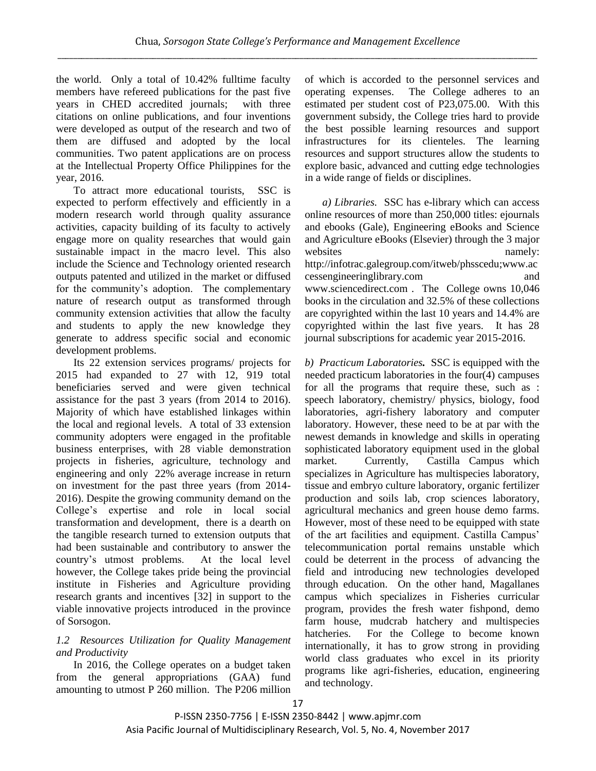the world. Only a total of 10.42% fulltime faculty members have refereed publications for the past five years in CHED accredited journals; with three citations on online publications, and four inventions were developed as output of the research and two of them are diffused and adopted by the local communities. Two patent applications are on process at the Intellectual Property Office Philippines for the year, 2016.

To attract more educational tourists, SSC is expected to perform effectively and efficiently in a modern research world through quality assurance activities, capacity building of its faculty to actively engage more on quality researches that would gain sustainable impact in the macro level. This also include the Science and Technology oriented research outputs patented and utilized in the market or diffused for the community's adoption. The complementary nature of research output as transformed through community extension activities that allow the faculty and students to apply the new knowledge they generate to address specific social and economic development problems.

Its 22 extension services programs/ projects for 2015 had expanded to 27 with 12, 919 total beneficiaries served and were given technical assistance for the past 3 years (from 2014 to 2016). Majority of which have established linkages within the local and regional levels. A total of 33 extension community adopters were engaged in the profitable business enterprises, with 28 viable demonstration projects in fisheries, agriculture, technology and engineering and only 22% average increase in return on investment for the past three years (from 2014-2016). Despite the growing community demand on the College's expertise and role in local social transformation and development, there is a dearth on the tangible research turned to extension outputs that had been sustainable and contributory to answer the country's utmost problems. At the local level however, the College takes pride being the provincial institute in Fisheries and Agriculture providing research grants and incentives [32] in support to the viable innovative projects introduced in the province of Sorsogon.

### *1.2 Resources Utilization for Quality Management and Productivity*

In 2016, the College operates on a budget taken from the general appropriations (GAA) fund amounting to utmost P 260 million. The P206 million of which is accorded to the personnel services and operating expenses. The College adheres to an estimated per student cost of P23,075.00. With this government subsidy, the College tries hard to provide the best possible learning resources and support infrastructures for its clienteles. The learning resources and support structures allow the students to explore basic, advanced and cutting edge technologies in a wide range of fields or disciplines.

*a) Libraries.* SSC has e-library which can access online resources of more than 250,000 titles: ejournals and ebooks (Gale), Engineering eBooks and Science and Agriculture eBooks (Elsevier) through the 3 major websites namely: http://infotrac.galegroup.com/itweb/phsscedu;www.accessengineeringlibrary.com and www.sciencedirect.com . The College owns 10,046 books in the circulation and 32.5% of these collections are copyrighted within the last 10 years and 14.4% are copyrighted within the last five years. It has 28 journal subscriptions for academic year 2015-2016.

*b) Practicum Laboratories.* SSC is equipped with the needed practicum laboratories in the four(4) campuses for all the programs that require these, such as : speech laboratory, chemistry/ physics, biology, food laboratories, agri-fishery laboratory and computer laboratory. However, these need to be at par with the newest demands in knowledge and skills in operating sophisticated laboratory equipment used in the global market. Currently, Castilla Campus which specializes in Agriculture has multispecies laboratory, tissue and embryo culture laboratory, organic fertilizer production and soils lab, crop sciences laboratory, agricultural mechanics and green house demo farms. However, most of these need to be equipped with state of the art facilities and equipment. Castilla Campus' telecommunication portal remains unstable which could be deterrent in the process of advancing the field and introducing new technologies developed through education. On the other hand, Magallanes campus which specializes in Fisheries curricular program, provides the fresh water fishpond, demo farm house, mudcrab hatchery and multispecies hatcheries. For the College to become known internationally, it has to grow strong in providing world class graduates who excel in its priority programs like agri-fisheries, education, engineering and technology.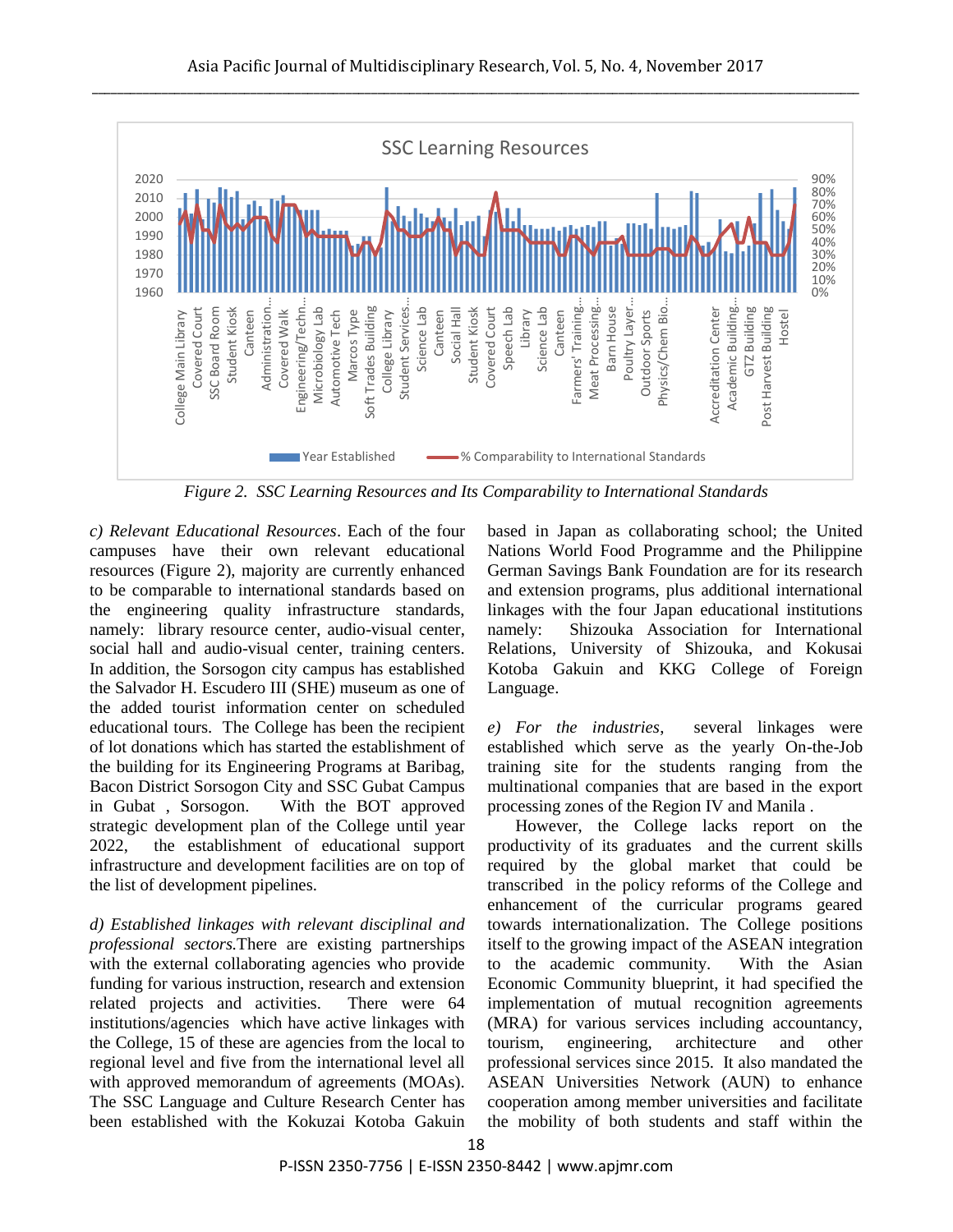*Figure 2. SSC Learning Resources and Its Comparability to International Standards*

*c) Relevant Educational Resources*. Each of the four campuses have their own relevant educational resources (Figure 2), majority are currently enhanced to be comparable to international standards based on the engineering quality infrastructure standards, namely: library resource center, audio-visual center, social hall and audio-visual center, training centers. In addition, the Sorsogon city campus has established the Salvador H. Escudero III (SHE) museum as one of the added tourist information center on scheduled educational tours. The College has been the recipient of lot donations which has started the establishment of the building for its Engineering Programs at Baribag, Bacon District Sorsogon City and SSC Gubat Campus in Gubat , Sorsogon. With the BOT approved strategic development plan of the College until year 2022, the establishment of educational support infrastructure and development facilities are on top of the list of development pipelines.

*d) Established linkages with relevant disciplinal and professional sectors.*There are existing partnerships with the external collaborating agencies who provide funding for various instruction, research and extension related projects and activities. There were 64 institutions/agencies which have active linkages with the College, 15 of these are agencies from the local to regional level and five from the international level all with approved memorandum of agreements (MOAs). The SSC Language and Culture Research Center has been established with the Kokuzai Kotoba Gakuin based in Japan as collaborating school; the United Nations World Food Programme and the Philippine German Savings Bank Foundation are for its research and extension programs, plus additional international linkages with the four Japan educational institutions namely: Shizouka Association for International Relations, University of Shizouka, and Kokusai Kotoba Gakuin and KKG College of Foreign Language.

*e) For the industries*, several linkages were established which serve as the yearly On-the-Job training site for the students ranging from the multinational companies that are based in the export processing zones of the Region IV and Manila .

However, the College lacks report on the productivity of its graduates and the current skills required by the global market that could be transcribed in the policy reforms of the College and enhancement of the curricular programs geared towards internationalization. The College positions itself to the growing impact of the ASEAN integration to the academic community. With the Asian Economic Community blueprint, it had specified the implementation of mutual recognition agreements (MRA) for various services including accountancy, tourism, engineering, architecture and other professional services since 2015. It also mandated the ASEAN Universities Network (AUN) to enhance cooperation among member universities and facilitate the mobility of both students and staff within the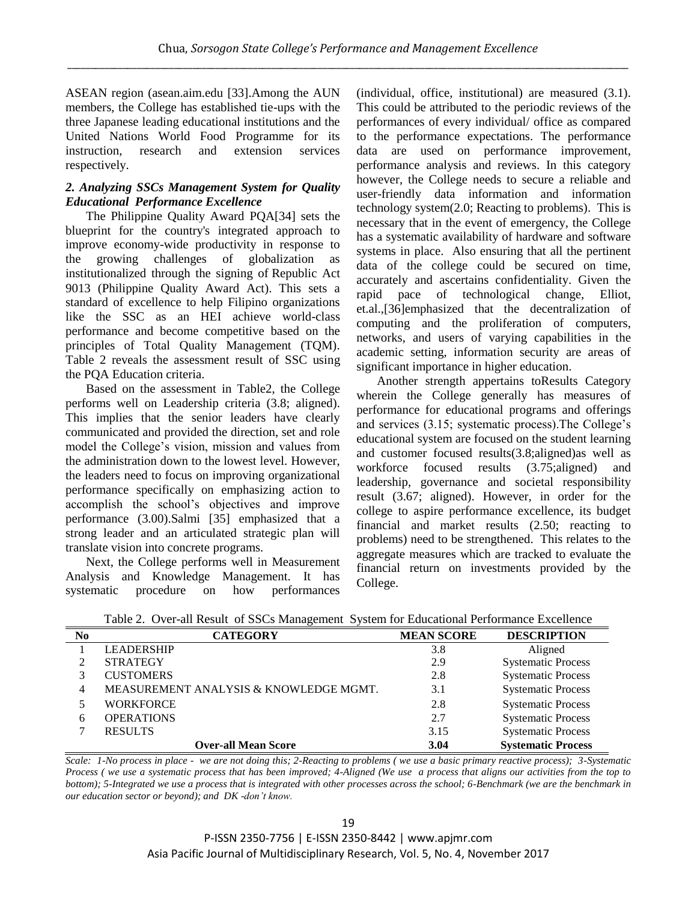ASEAN region (asean.aim.edu [33].Among the AUN members, the College has established tie-ups with the three Japanese leading educational institutions and the United Nations World Food Programme for its instruction, research and extension services respectively.

### *2. Analyzing SSCs Management System for Quality Educational Performance Excellence*

The Philippine Quality Award PQA[34] sets the blueprint for the country's integrated approach to improve economy-wide productivity in response to the growing challenges of globalization as institutionalized through the signing of Republic Act 9013 (Philippine Quality Award Act). This sets a standard of excellence to help Filipino organizations like the SSC as an HEI achieve world-class performance and become competitive based on the principles of Total Quality Management (TQM). Table 2 reveals the assessment result of SSC using the PQA Education criteria.

Based on the assessment in Table2, the College performs well on Leadership criteria (3.8; aligned). This implies that the senior leaders have clearly communicated and provided the direction, set and role model the College's vision, mission and values from the administration down to the lowest level. However, the leaders need to focus on improving organizational performance specifically on emphasizing action to accomplish the school's objectives and improve performance (3.00).Salmi [35] emphasized that a strong leader and an articulated strategic plan will translate vision into concrete programs.

Next, the College performs well in Measurement Analysis and Knowledge Management. It has systematic procedure on how performances (individual, office, institutional) are measured (3.1). This could be attributed to the periodic reviews of the performances of every individual/ office as compared to the performance expectations. The performance data are used on performance improvement, performance analysis and reviews. In this category however, the College needs to secure a reliable and user-friendly data information and information technology system(2.0; Reacting to problems). This is necessary that in the event of emergency, the College has a systematic availability of hardware and software systems in place. Also ensuring that all the pertinent data of the college could be secured on time, accurately and ascertains confidentiality. Given the rapid pace of technological change, Elliot, et.al.,[36]emphasized that the decentralization of computing and the proliferation of computers, networks, and users of varying capabilities in the academic setting, information security are areas of significant importance in higher education.

Another strength appertains toResults Category wherein the College generally has measures of performance for educational programs and offerings and services (3.15; systematic process).The College's educational system are focused on the student learning and customer focused results(3.8;aligned)as well as workforce focused results (3.75;aligned) and leadership, governance and societal responsibility result (3.67; aligned). However, in order for the college to aspire performance excellence, its budget financial and market results (2.50; reacting to problems) need to be strengthened. This relates to the aggregate measures which are tracked to evaluate the financial return on investments provided by the College.

Table 2. Over-all Result of SSCs Management System for Educational Performance Excellence

| No | CATEGORY | MEAN SCORE | DESCRIPTION |
|---|---|---|---|
| 1 | LEADERSHIP | 3.8 | Aligned |
| 2 | STRATEGY | 2.9 | Systematic Process |
| 3 | CUSTOMERS | 2.8 | Systematic Process |
| 4 | MEASUREMENT ANALYSIS & KNOWLEDGE MGMT. | 3.1 | Systematic Process |
| 5 | WORKFORCE | 2.8 | Systematic Process |
| 6 | OPERATIONS | 2.7 | Systematic Process |
| 7 | RESULTS | 3.15 | Systematic Process |
| | **Over-all Mean Score** | **3.04** | **Systematic Process** |

*Scale: 1-No process in place - we are not doing this; 2-Reacting to problems ( we use a basic primary reactive process); 3-Systematic Process ( we use a systematic process that has been improved; 4-Aligned (We use a process that aligns our activities from the top to bottom); 5-Integrated we use a process that is integrated with other processes across the school; 6-Benchmark (we are the benchmark in our education sector or beyond); and DK -don't know.*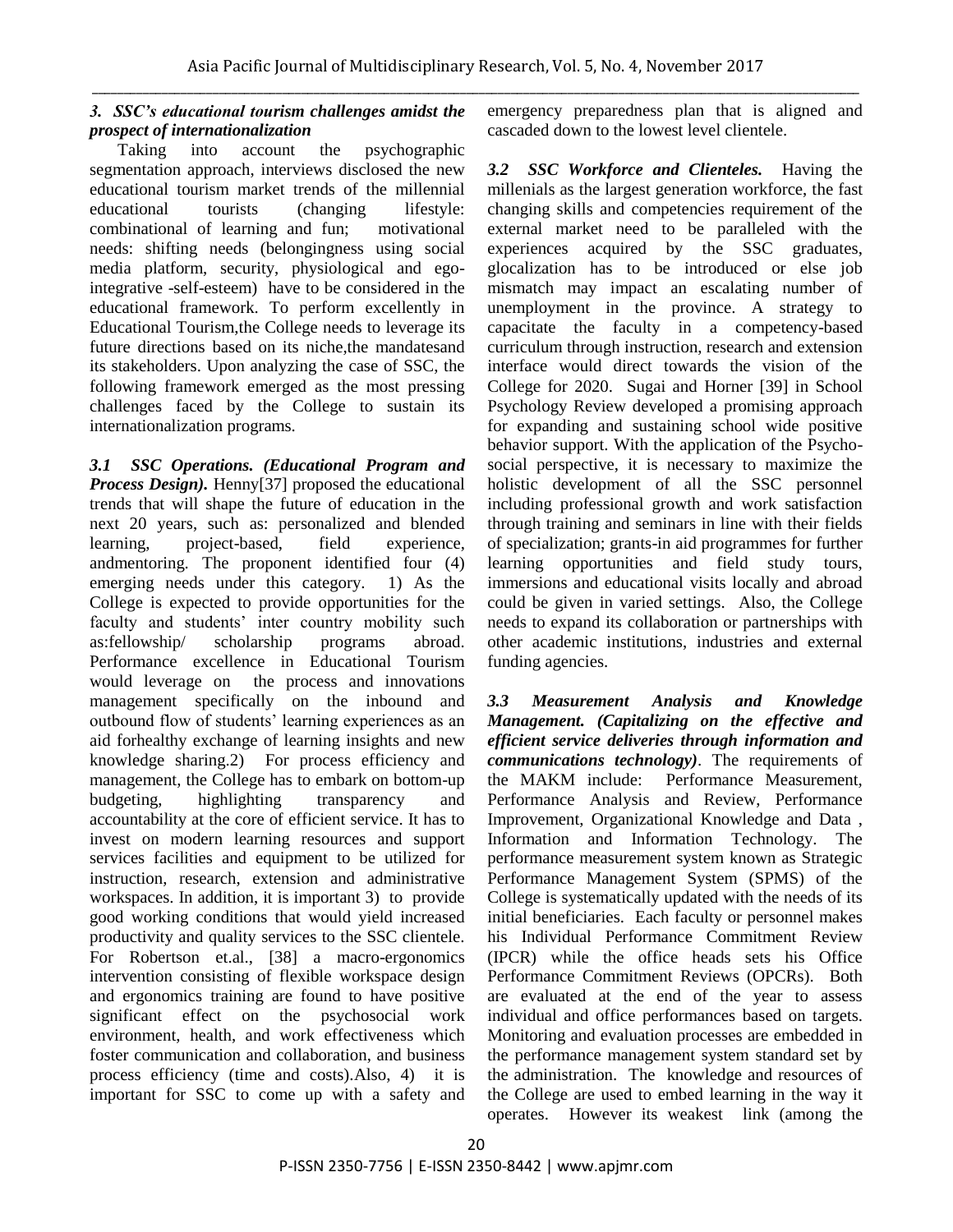### *3. SSC's educational tourism challenges amidst the prospect of internationalization*

Taking into account the psychographic segmentation approach, interviews disclosed the new educational tourism market trends of the millennial educational tourists (changing lifestyle: combinational of learning and fun; motivational needs: shifting needs (belongingness using social media platform, security, physiological and ego-integrative -self-esteem) have to be considered in the educational framework. To perform excellently in Educational Tourism,the College needs to leverage its future directions based on its niche,the mandatesand its stakeholders. Upon analyzing the case of SSC, the following framework emerged as the most pressing challenges faced by the College to sustain its internationalization programs.

***3.1 SSC Operations. (Educational Program and Process Design).*** Henny[37] proposed the educational trends that will shape the future of education in the next 20 years, such as: personalized and blended learning, project-based, field experience, andmentoring. The proponent identified four (4) emerging needs under this category. 1) As the College is expected to provide opportunities for the faculty and students' inter country mobility such as:fellowship/ scholarship programs abroad. Performance excellence in Educational Tourism would leverage on the process and innovations management specifically on the inbound and outbound flow of students' learning experiences as an aid forhealthy exchange of learning insights and new knowledge sharing.2) For process efficiency and management, the College has to embark on bottom-up budgeting, highlighting transparency and accountability at the core of efficient service. It has to invest on modern learning resources and support services facilities and equipment to be utilized for instruction, research, extension and administrative workspaces. In addition, it is important 3) to provide good working conditions that would yield increased productivity and quality services to the SSC clientele. For Robertson et.al., [38] a macro-ergonomics intervention consisting of flexible workspace design and ergonomics training are found to have positive significant effect on the psychosocial work environment, health, and work effectiveness which foster communication and collaboration, and business process efficiency (time and costs).Also, 4) it is important for SSC to come up with a safety and emergency preparedness plan that is aligned and cascaded down to the lowest level clientele.

***3.2 SSC Workforce and Clienteles.*** Having the millenials as the largest generation workforce, the fast changing skills and competencies requirement of the external market need to be paralleled with the experiences acquired by the SSC graduates, glocalization has to be introduced or else job mismatch may impact an escalating number of unemployment in the province. A strategy to capacitate the faculty in a competency-based curriculum through instruction, research and extension interface would direct towards the vision of the College for 2020. Sugai and Horner [39] in School Psychology Review developed a promising approach for expanding and sustaining school wide positive behavior support. With the application of the Psycho-social perspective, it is necessary to maximize the holistic development of all the SSC personnel including professional growth and work satisfaction through training and seminars in line with their fields of specialization; grants-in aid programmes for further learning opportunities and field study tours, immersions and educational visits locally and abroad could be given in varied settings. Also, the College needs to expand its collaboration or partnerships with other academic institutions, industries and external funding agencies.

***3.3 Measurement Analysis and Knowledge Management. (Capitalizing on the effective and efficient service deliveries through information and communications technology)***. The requirements of the MAKM include: Performance Measurement, Performance Analysis and Review, Performance Improvement, Organizational Knowledge and Data , Information and Information Technology. The performance measurement system known as Strategic Performance Management System (SPMS) of the College is systematically updated with the needs of its initial beneficiaries. Each faculty or personnel makes his Individual Performance Commitment Review (IPCR) while the office heads sets his Office Performance Commitment Reviews (OPCRs). Both are evaluated at the end of the year to assess individual and office performances based on targets. Monitoring and evaluation processes are embedded in the performance management system standard set by the administration. The knowledge and resources of the College are used to embed learning in the way it operates. However its weakest link (among the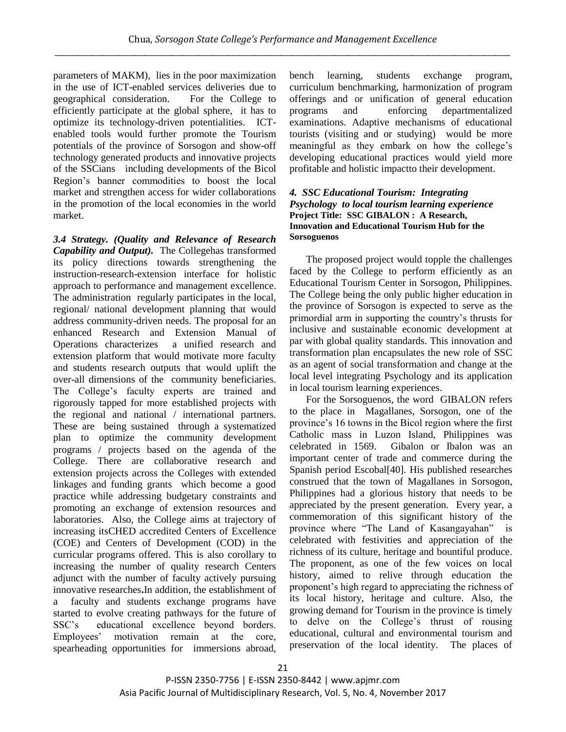parameters of MAKM), lies in the poor maximization in the use of ICT-enabled services deliveries due to geographical consideration. For the College to efficiently participate at the global sphere, it has to optimize its technology-driven potentialities. ICT-enabled tools would further promote the Tourism potentials of the province of Sorsogon and show-off technology generated products and innovative projects of the SSCians including developments of the Bicol Region's banner commodities to boost the local market and strengthen access for wider collaborations in the promotion of the local economies in the world market.

***3.4 Strategy. (Quality and Relevance of Research Capability and Output).*** The Collegehas transformed its policy directions towards strengthening the instruction-research-extension interface for holistic approach to performance and management excellence. The administration regularly participates in the local, regional/ national development planning that would address community-driven needs. The proposal for an enhanced Research and Extension Manual of Operations characterizes a unified research and extension platform that would motivate more faculty and students research outputs that would uplift the over-all dimensions of the community beneficiaries. The College's faculty experts are trained and rigorously tapped for more established projects with the regional and national / international partners. These are being sustained through a systematized plan to optimize the community development programs / projects based on the agenda of the College. There are collaborative research and extension projects across the Colleges with extended linkages and funding grants which become a good practice while addressing budgetary constraints and promoting an exchange of extension resources and laboratories. Also, the College aims at trajectory of increasing itsCHED accredited Centers of Excellence (COE) and Centers of Development (COD) in the curricular programs offered. This is also corollary to increasing the number of quality research Centers adjunct with the number of faculty actively pursuing innovative researches**.**In addition, the establishment of a faculty and students exchange programs have started to evolve creating pathways for the future of SSC's educational excellence beyond borders. Employees' motivation remain at the core, spearheading opportunities for immersions abroad, bench learning, students exchange program, curriculum benchmarking, harmonization of program offerings and or unification of general education programs and enforcing departmentalized examinations. Adaptive mechanisms of educational tourists (visiting and or studying) would be more meaningful as they embark on how the college's developing educational practices would yield more profitable and holistic impactto their development.

### *4. SSC Educational Tourism: Integrating Psychology to local tourism learning experience*

**Project Title: SSC GIBALON : A Research, Innovation and Educational Tourism Hub for the Sorsoguenos**

The proposed project would topple the challenges faced by the College to perform efficiently as an Educational Tourism Center in Sorsogon, Philippines. The College being the only public higher education in the province of Sorsogon is expected to serve as the primordial arm in supporting the country's thrusts for inclusive and sustainable economic development at par with global quality standards. This innovation and transformation plan encapsulates the new role of SSC as an agent of social transformation and change at the local level integrating Psychology and its application in local tourism learning experiences.

For the Sorsoguenos, the word GIBALON refers to the place in Magallanes, Sorsogon, one of the province's 16 towns in the Bicol region where the first Catholic mass in Luzon Island, Philippines was celebrated in 1569. Gibalon or Ibalon was an important center of trade and commerce during the Spanish period Escobal[40]. His published researches construed that the town of Magallanes in Sorsogon, Philippines had a glorious history that needs to be appreciated by the present generation. Every year, a commemoration of this significant history of the province where "The Land of Kasangayahan" is celebrated with festivities and appreciation of the richness of its culture, heritage and bountiful produce. The proponent, as one of the few voices on local history, aimed to relive through education the proponent's high regard to appreciating the richness of its local history, heritage and culture. Also, the growing demand for Tourism in the province is timely to delve on the College's thrust of rousing educational, cultural and environmental tourism and preservation of the local identity. The places of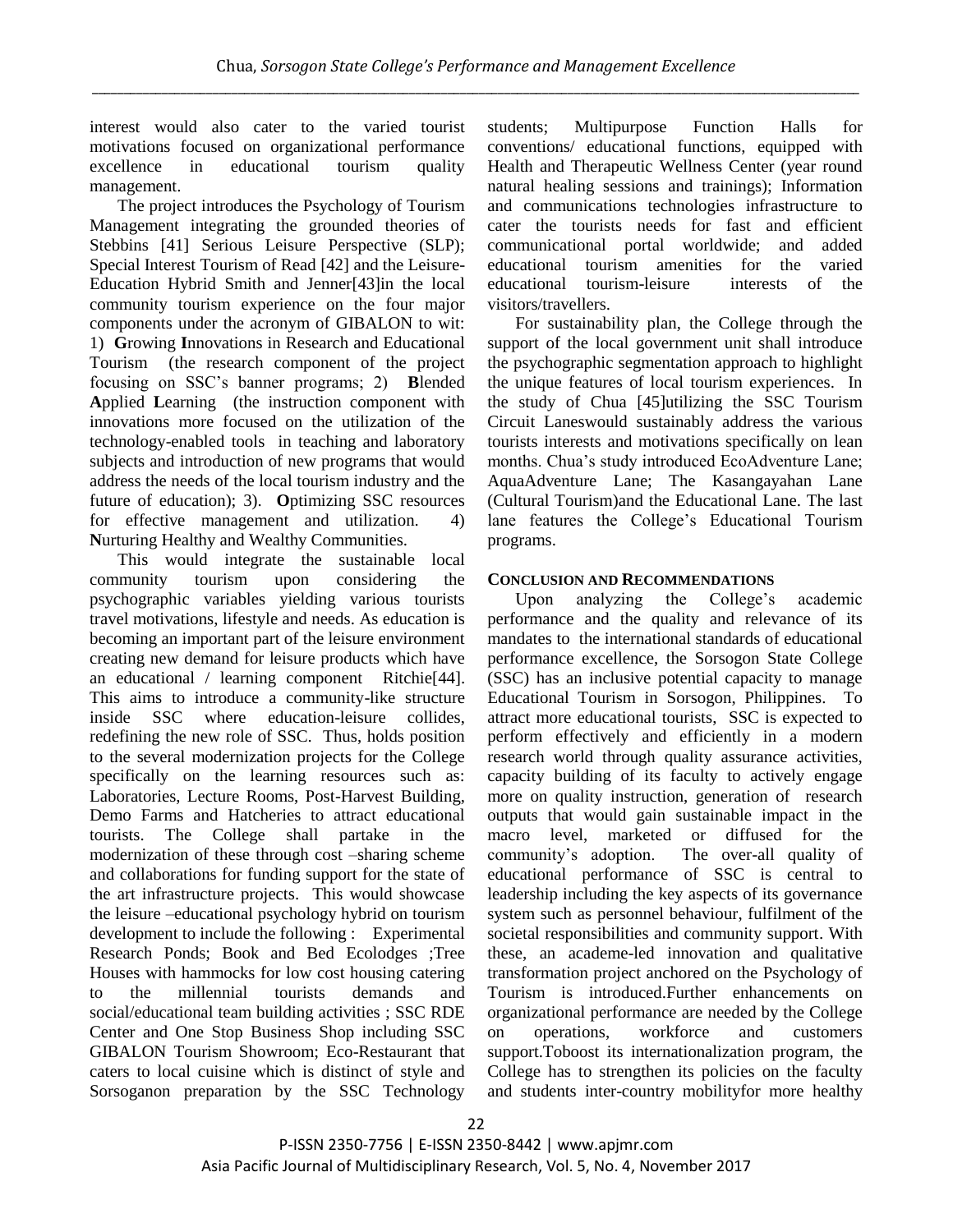interest would also cater to the varied tourist motivations focused on organizational performance excellence in educational tourism quality management.

The project introduces the Psychology of Tourism Management integrating the grounded theories of Stebbins [41] Serious Leisure Perspective (SLP); Special Interest Tourism of Read [42] and the Leisure-Education Hybrid Smith and Jenner[43]in the local community tourism experience on the four major components under the acronym of GIBALON to wit: 1) **G**rowing **I**nnovations in Research and Educational Tourism (the research component of the project focusing on SSC's banner programs; 2) **B**lended **A**pplied **L**earning (the instruction component with innovations more focused on the utilization of the technology-enabled tools in teaching and laboratory subjects and introduction of new programs that would address the needs of the local tourism industry and the future of education); 3). **O**ptimizing SSC resources for effective management and utilization. 4) **N**urturing Healthy and Wealthy Communities.

This would integrate the sustainable local community tourism upon considering the psychographic variables yielding various tourists travel motivations, lifestyle and needs. As education is becoming an important part of the leisure environment creating new demand for leisure products which have an educational / learning component Ritchie[44]. This aims to introduce a community-like structure inside SSC where education-leisure collides, redefining the new role of SSC. Thus, holds position to the several modernization projects for the College specifically on the learning resources such as: Laboratories, Lecture Rooms, Post-Harvest Building, Demo Farms and Hatcheries to attract educational tourists. The College shall partake in the modernization of these through cost –sharing scheme and collaborations for funding support for the state of the art infrastructure projects. This would showcase the leisure –educational psychology hybrid on tourism development to include the following : Experimental Research Ponds; Book and Bed Ecolodges ;Tree Houses with hammocks for low cost housing catering to the millennial tourists demands and social/educational team building activities ; SSC RDE Center and One Stop Business Shop including SSC GIBALON Tourism Showroom; Eco-Restaurant that caters to local cuisine which is distinct of style and Sorsoganon preparation by the SSC Technology students; Multipurpose Function Halls for conventions/ educational functions, equipped with Health and Therapeutic Wellness Center (year round natural healing sessions and trainings); Information and communications technologies infrastructure to cater the tourists needs for fast and efficient communicational portal worldwide; and added educational tourism amenities for the varied educational tourism-leisure interests of the visitors/travellers.

For sustainability plan, the College through the support of the local government unit shall introduce the psychographic segmentation approach to highlight the unique features of local tourism experiences. In the study of Chua [45]utilizing the SSC Tourism Circuit Laneswould sustainably address the various tourists interests and motivations specifically on lean months. Chua's study introduced EcoAdventure Lane; AquaAdventure Lane; The Kasangayahan Lane (Cultural Tourism)and the Educational Lane. The last lane features the College's Educational Tourism programs.

## CONCLUSION AND RECOMMENDATIONS

Upon analyzing the College's academic performance and the quality and relevance of its mandates to the international standards of educational performance excellence, the Sorsogon State College (SSC) has an inclusive potential capacity to manage Educational Tourism in Sorsogon, Philippines. To attract more educational tourists, SSC is expected to perform effectively and efficiently in a modern research world through quality assurance activities, capacity building of its faculty to actively engage more on quality instruction, generation of research outputs that would gain sustainable impact in the macro level, marketed or diffused for the community's adoption. The over-all quality of educational performance of SSC is central to leadership including the key aspects of its governance system such as personnel behaviour, fulfilment of the societal responsibilities and community support. With these, an academe-led innovation and qualitative transformation project anchored on the Psychology of Tourism is introduced.Further enhancements on organizational performance are needed by the College on operations, workforce and customers support.Toboost its internationalization program, the College has to strengthen its policies on the faculty and students inter-country mobilityfor more healthy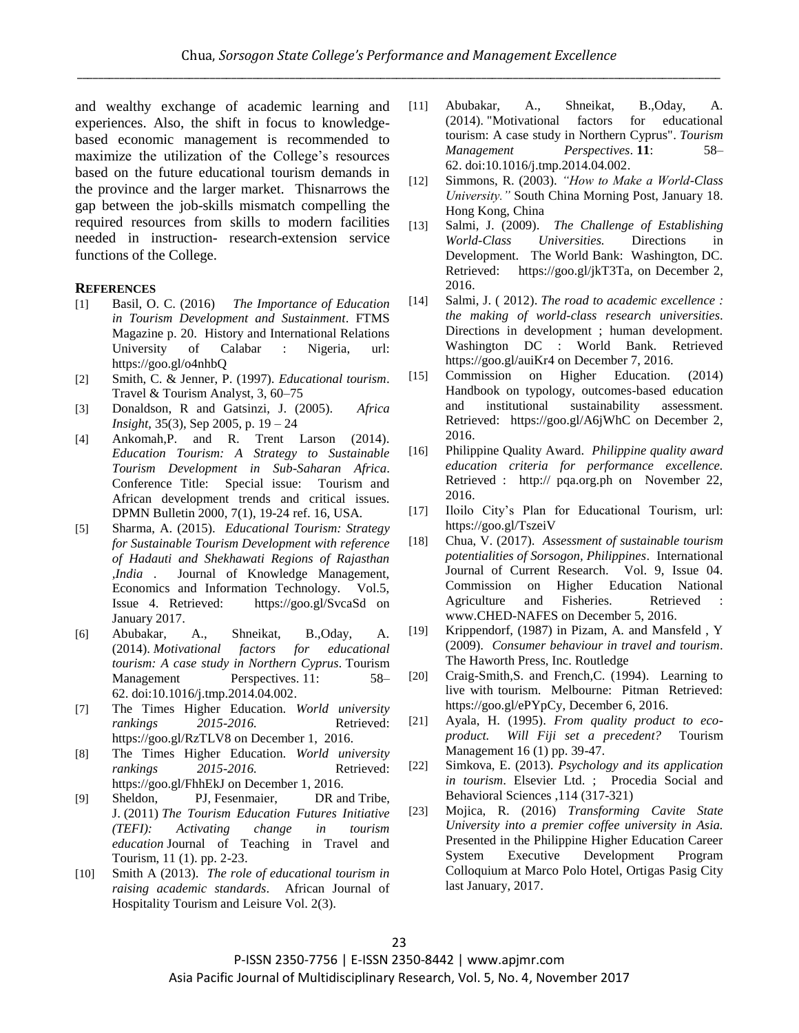and wealthy exchange of academic learning and experiences. Also, the shift in focus to knowledge-based economic management is recommended to maximize the utilization of the College's resources based on the future educational tourism demands in the province and the larger market. Thisnarrows the gap between the job-skills mismatch compelling the required resources from skills to modern facilities needed in instruction- research-extension service functions of the College.

## REFERENCES

[1] Basil, O. C. (2016) *The Importance of Education in Tourism Development and Sustainment*. FTMS Magazine p. 20. History and International Relations University of Calabar : Nigeria, url: https://goo.gl/o4nhbQ

[2] Smith, C. & Jenner, P. (1997). *Educational tourism*. Travel & Tourism Analyst, 3, 60–75

[3] Donaldson, R and Gatsinzi, J. (2005). *Africa Insight*, 35(3), Sep 2005, p. 19 – 24

[4] Ankomah,P. and R. Trent Larson (2014). *Education Tourism: A Strategy to Sustainable Tourism Development in Sub-Saharan Africa*. Conference Title: Special issue: Tourism and African development trends and critical issues. DPMN Bulletin 2000, 7(1), 19-24 ref. 16, USA.

[5] Sharma, A. (2015). *Educational Tourism: Strategy for Sustainable Tourism Development with reference of Hadauti and Shekhawati Regions of Rajasthan ,India* . Journal of Knowledge Management, Economics and Information Technology. Vol.5, Issue 4. Retrieved: https://goo.gl/SvcaSd on January 2017.

[6] Abubakar, A., Shneikat, B.,Oday, A. (2014). *Motivational factors for educational tourism: A case study in Northern Cyprus*. Tourism Management Perspectives. 11: 58–62. doi:10.1016/j.tmp.2014.04.002.

[7] The Times Higher Education. *World university rankings 2015-2016.* Retrieved: https://goo.gl/RzTLV8 on December 1, 2016.

[8] The Times Higher Education. *World university rankings 2015-2016.* Retrieved: https://goo.gl/FhhEkJ on December 1, 2016.

[9] Sheldon, PJ, Fesenmaier, DR and Tribe, J. (2011) *The Tourism Education Futures Initiative (TEFI): Activating change in tourism education* Journal of Teaching in Travel and Tourism, 11 (1). pp. 2-23.

[10] Smith A (2013). *The role of educational tourism in raising academic standards*. African Journal of Hospitality Tourism and Leisure Vol. 2(3).

[11] Abubakar, A., Shneikat, B.,Oday, A. (2014). "Motivational factors for educational tourism: A case study in Northern Cyprus". *Tourism Management Perspectives*. **11**: 58–62. doi:10.1016/j.tmp.2014.04.002.

[12] Simmons, R. (2003). *"How to Make a World-Class University."* South China Morning Post, January 18. Hong Kong, China

[13] Salmi, J. (2009). *The Challenge of Establishing World-Class Universities.* Directions in Development. The World Bank: Washington, DC. Retrieved: https://goo.gl/jkT3Ta, on December 2, 2016.

[14] Salmi, J. ( 2012). *The road to academic excellence : the making of world-class research universities*. Directions in development ; human development. Washington DC : World Bank. Retrieved https://goo.gl/auiKr4 on December 7, 2016.

[15] Commission on Higher Education. (2014) Handbook on typology, outcomes-based education and institutional sustainability assessment. Retrieved: https://goo.gl/A6jWhC on December 2, 2016.

[16] Philippine Quality Award. *Philippine quality award education criteria for performance excellence.* Retrieved : http:// pqa.org.ph on November 22, 2016.

[17] Iloilo City's Plan for Educational Tourism, url: https://goo.gl/TszeiV

[18] Chua, V. (2017). *Assessment of sustainable tourism potentialities of Sorsogon, Philippines*. International Journal of Current Research. Vol. 9, Issue 04. Commission on Higher Education National Agriculture and Fisheries. Retrieved : www.CHED-NAFES on December 5, 2016.

[19] Krippendorf, (1987) in Pizam, A. and Mansfeld , Y (2009). *Consumer behaviour in travel and tourism*. The Haworth Press, Inc. Routledge

[20] Craig-Smith,S. and French,C. (1994). Learning to live with tourism. Melbourne: Pitman Retrieved: https://goo.gl/ePYpCy, December 6, 2016.

[21] Ayala, H. (1995). *From quality product to eco-product. Will Fiji set a precedent?* Tourism Management 16 (1) pp. 39-47.

[22] Simkova, E. (2013). *Psychology and its application in tourism*. Elsevier Ltd. ; Procedia Social and Behavioral Sciences ,114 (317-321)

[23] Mojica, R. (2016) *Transforming Cavite State University into a premier coffee university in Asia.* Presented in the Philippine Higher Education Career System Executive Development Program Colloquium at Marco Polo Hotel, Ortigas Pasig City last January, 2017.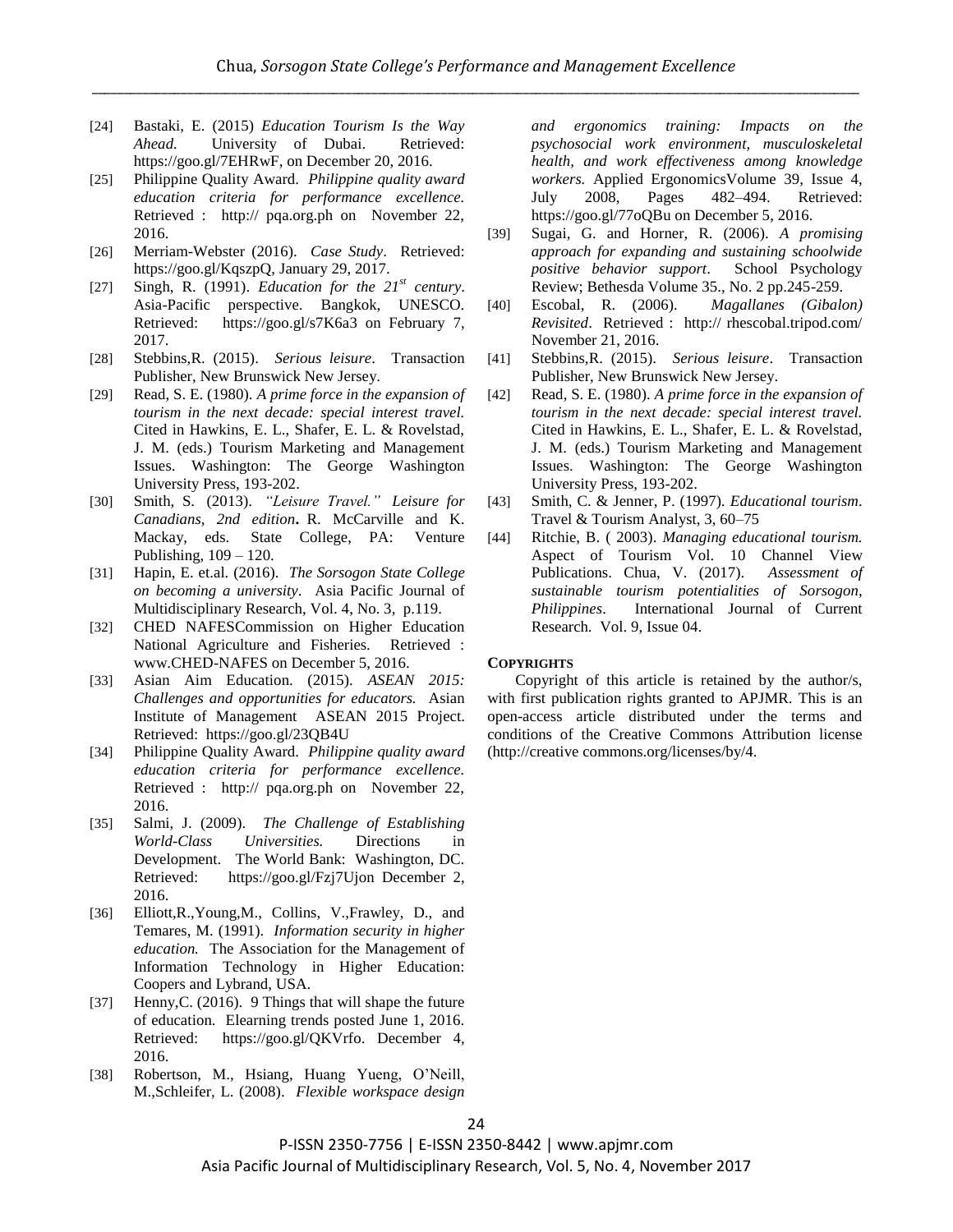[24] Bastaki, E. (2015) *Education Tourism Is the Way Ahead.* University of Dubai. Retrieved: https://goo.gl/7EHRwF, on December 20, 2016.

[25] Philippine Quality Award. *Philippine quality award education criteria for performance excellence.* Retrieved : http:// pqa.org.ph on November 22, 2016.

[26] Merriam-Webster (2016). *Case Study*. Retrieved: https://goo.gl/KqszpQ, January 29, 2017.

[27] Singh, R. (1991). *Education for the 21st century*. Asia-Pacific perspective. Bangkok, UNESCO. Retrieved: https://goo.gl/s7K6a3 on February 7, 2017.

[28] Stebbins,R. (2015). *Serious leisure*. Transaction Publisher, New Brunswick New Jersey.

[29] Read, S. E. (1980). *A prime force in the expansion of tourism in the next decade: special interest travel.* Cited in Hawkins, E. L., Shafer, E. L. & Rovelstad, J. M. (eds.) Tourism Marketing and Management Issues. Washington: The George Washington University Press, 193-202.

[30] Smith, S. (2013). *"Leisure Travel." Leisure for Canadians, 2nd edition***.** R. McCarville and K. Mackay, eds. State College, PA: Venture Publishing, 109 – 120.

[31] Hapin, E. et.al. (2016). *The Sorsogon State College on becoming a university*. Asia Pacific Journal of Multidisciplinary Research, Vol. 4, No. 3, p.119.

[32] CHED NAFESCommission on Higher Education National Agriculture and Fisheries. Retrieved : www.CHED-NAFES on December 5, 2016.

[33] Asian Aim Education. (2015). *ASEAN 2015: Challenges and opportunities for educators.* Asian Institute of Management ASEAN 2015 Project. Retrieved: https://goo.gl/23QB4U

[34] Philippine Quality Award. *Philippine quality award education criteria for performance excellence.* Retrieved : http:// pqa.org.ph on November 22, 2016.

[35] Salmi, J. (2009). *The Challenge of Establishing World-Class Universities.* Directions in Development. The World Bank: Washington, DC. Retrieved: https://goo.gl/Fzj7Ujon December 2, 2016.

[36] Elliott,R.,Young,M., Collins, V.,Frawley, D., and Temares, M. (1991). *Information security in higher education.* The Association for the Management of Information Technology in Higher Education: Coopers and Lybrand, USA.

[37] Henny,C. (2016). 9 Things that will shape the future of education. Elearning trends posted June 1, 2016. Retrieved: https://goo.gl/QKVrfo. December 4, 2016.

[38] Robertson, M., Hsiang, Huang Yueng, O'Neill, M.,Schleifer, L. (2008). *Flexible workspace design and ergonomics training: Impacts on the psychosocial work environment, musculoskeletal health, and work effectiveness among knowledge workers.* Applied ErgonomicsVolume 39, Issue 4, July 2008, Pages 482–494. Retrieved: https://goo.gl/77oQBu on December 5, 2016.

[39] Sugai, G. and Horner, R. (2006). *A promising approach for expanding and sustaining schoolwide positive behavior support*. School Psychology Review; Bethesda Volume 35., No. 2 pp.245-259.

[40] Escobal, R. (2006). *Magallanes (Gibalon) Revisited*. Retrieved : http:// rhescobal.tripod.com/ November 21, 2016.

[41] Stebbins,R. (2015). *Serious leisure*. Transaction Publisher, New Brunswick New Jersey.

[42] Read, S. E. (1980). *A prime force in the expansion of tourism in the next decade: special interest travel.* Cited in Hawkins, E. L., Shafer, E. L. & Rovelstad, J. M. (eds.) Tourism Marketing and Management Issues. Washington: The George Washington University Press, 193-202.

[43] Smith, C. & Jenner, P. (1997). *Educational tourism*. Travel & Tourism Analyst, 3, 60–75

[44] Ritchie, B. ( 2003). *Managing educational tourism.* Aspect of Tourism Vol. 10 Channel View Publications. Chua, V. (2017). *Assessment of sustainable tourism potentialities of Sorsogon, Philippines*. International Journal of Current Research. Vol. 9, Issue 04.

**COPYRIGHTS**

Copyright of this article is retained by the author/s, with first publication rights granted to APJMR. This is an open-access article distributed under the terms and conditions of the Creative Commons Attribution license (http://creative commons.org/licenses/by/4.